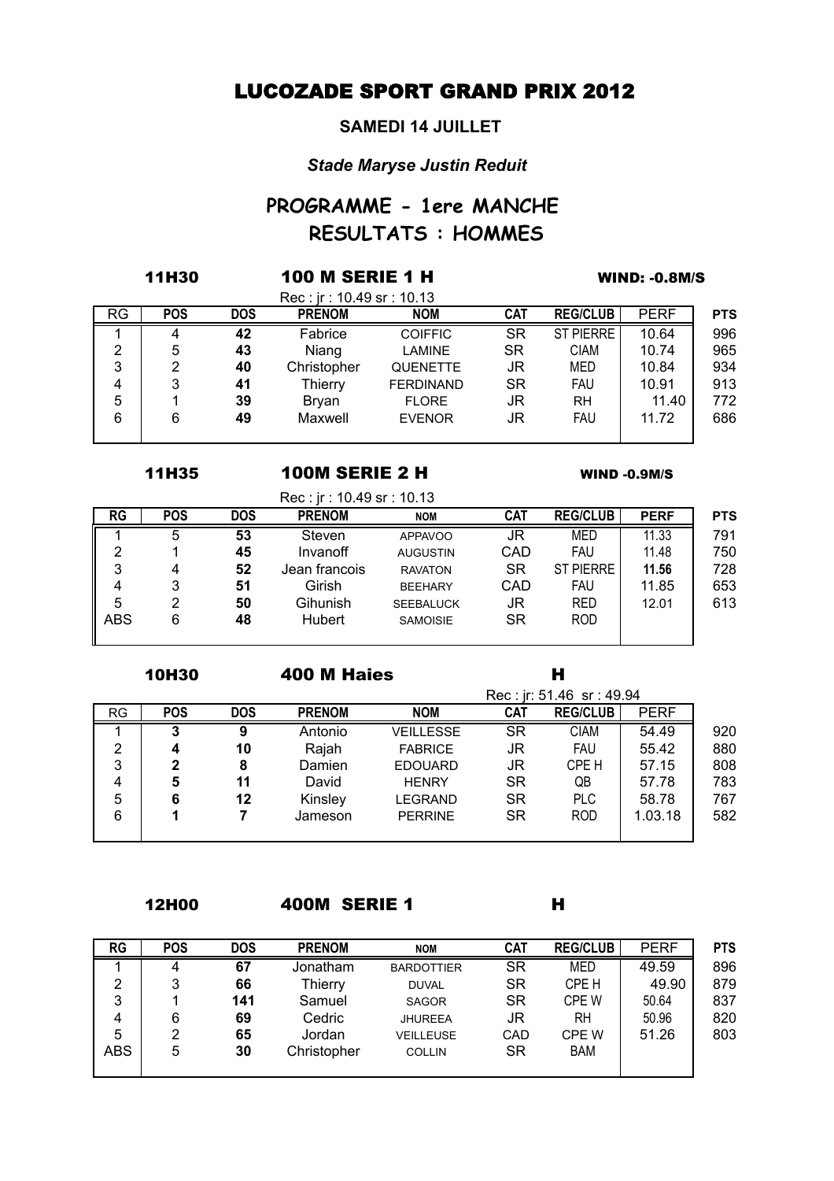# LUCOZADE SPORT GRAND PRIX 2012

**SAMEDI 14 JUILLET**

***Stade Maryse Justin Reduit***

## PROGRAMME - 1ere MANCHE
## RESULTATS : HOMMES

**11H30 100 M SERIE 1 H** **WIND: -0.8M/S**

Rec : jr : 10.49 sr : 10.13

| RG | POS | DOS | PRENOM | NOM | CAT | REG/CLUB | PERF | PTS |
|---|---|---|---|---|---|---|---|---|
| 1 | 4 | **42** | Fabrice | COIFFIC | SR | ST PIERRE | 10.64 | 996 |
| 2 | 5 | **43** | Niang | LAMINE | SR | CIAM | 10.74 | 965 |
| 3 | 2 | **40** | Christopher | QUENETTE | JR | MED | 10.84 | 934 |
| 4 | 3 | **41** | Thierry | FERDINAND | SR | FAU | 10.91 | 913 |
| 5 | 1 | **39** | Bryan | FLORE | JR | RH | 11.40 | 772 |
| 6 | 6 | **49** | Maxwell | EVENOR | JR | FAU | 11.72 | 686 |

**11H35 100M SERIE 2 H** **WIND -0.9M/S**

Rec : jr : 10.49 sr : 10.13

| RG | POS | DOS | PRENOM | NOM | CAT | REG/CLUB | PERF | PTS |
|---|---|---|---|---|---|---|---|---|
| 1 | 5 | **53** | Steven | APPAVOO | JR | MED | 11.33 | 791 |
| 2 | 1 | **45** | Invanoff | AUGUSTIN | CAD | FAU | 11.48 | 750 |
| 3 | 4 | **52** | Jean francois | RAVATON | SR | ST PIERRE | **11.56** | 728 |
| 4 | 3 | **51** | Girish | BEEHARY | CAD | FAU | 11.85 | 653 |
| 5 | 2 | **50** | Gihunish | SEEBALUCK | JR | RED | 12.01 | 613 |
| ABS | 6 | **48** | Hubert | SAMOISIE | SR | ROD | | |

**10H30 400 M Haies H**

Rec : jr: 51.46 sr : 49.94

| RG | POS | DOS | PRENOM | NOM | CAT | REG/CLUB | PERF | |
|---|---|---|---|---|---|---|---|---|
| 1 | **3** | **9** | Antonio | VEILLESSE | SR | CIAM | 54.49 | 920 |
| 2 | **4** | **10** | Rajah | FABRICE | JR | FAU | 55.42 | 880 |
| 3 | **2** | **8** | Damien | EDOUARD | JR | CPE H | 57.15 | 808 |
| 4 | **5** | **11** | David | HENRY | SR | QB | 57.78 | 783 |
| 5 | **6** | **12** | Kinsley | LEGRAND | SR | PLC | 58.78 | 767 |
| 6 | **1** | **7** | Jameson | PERRINE | SR | ROD | 1.03.18 | 582 |

**12H00 400M SERIE 1 H**

| RG | POS | DOS | PRENOM | NOM | CAT | REG/CLUB | PERF | PTS |
|---|---|---|---|---|---|---|---|---|
| 1 | 4 | **67** | Jonatham | BARDOTTIER | SR | MED | 49.59 | 896 |
| 2 | 3 | **66** | Thierry | DUVAL | SR | CPE H | 49.90 | 879 |
| 3 | 1 | **141** | Samuel | SAGOR | SR | CPE W | 50.64 | 837 |
| 4 | 6 | **69** | Cedric | JHUREEA | JR | RH | 50.96 | 820 |
| 5 | 2 | **65** | Jordan | VEILLEUSE | CAD | CPE W | 51.26 | 803 |
| ABS | 5 | **30** | Christopher | COLLIN | SR | BAM | | |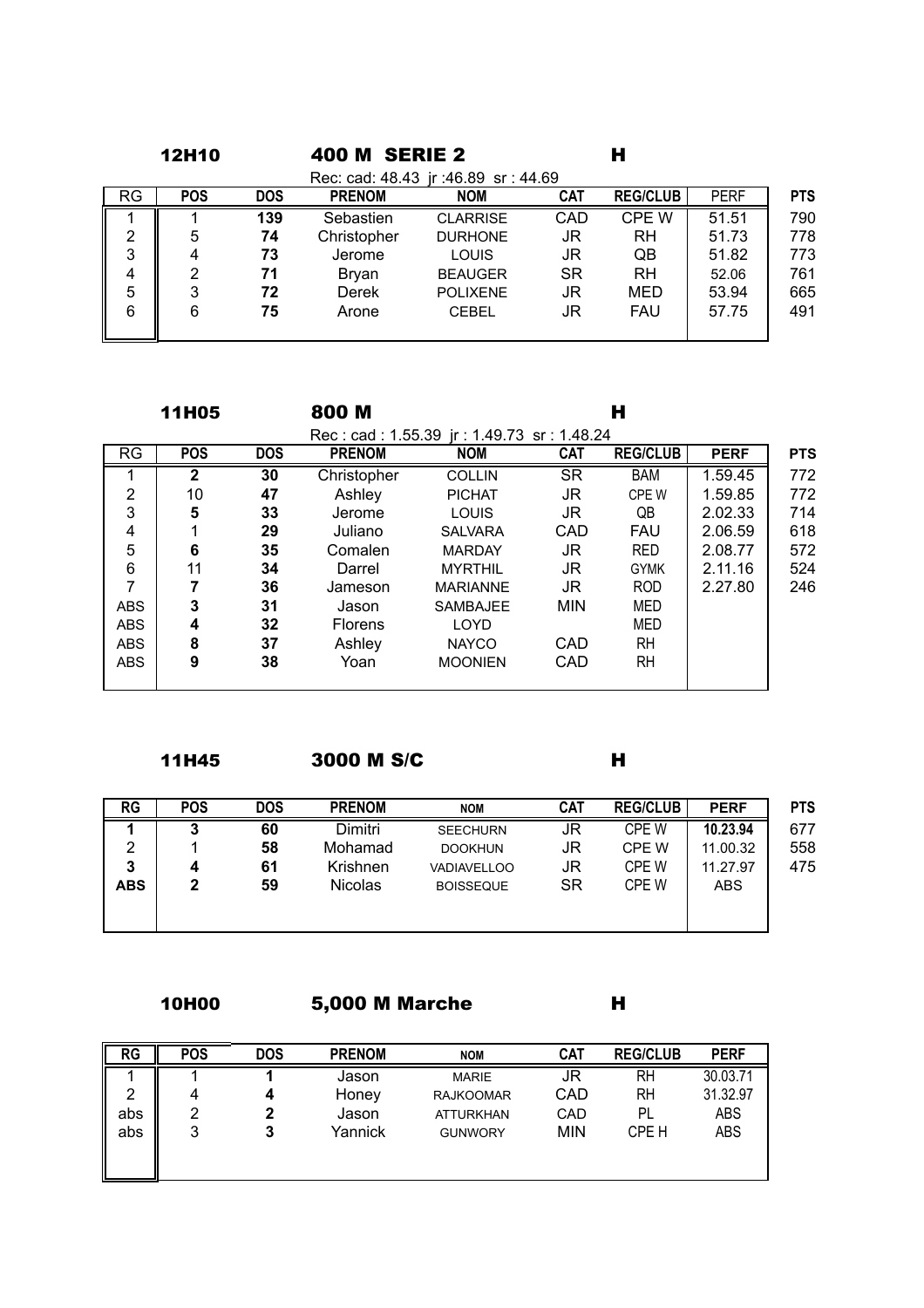**12H10** **400 M SERIE 2** **H**

Rec: cad: 48.43 jr :46.89 sr : 44.69

| RG | POS | DOS | PRENOM | NOM | CAT | REG/CLUB | PERF | PTS |
|---|---|---|---|---|---|---|---|---|
| 1 | 1 | **139** | Sebastien | CLARRISE | CAD | CPE W | 51.51 | 790 |
| 2 | 5 | **74** | Christopher | DURHONE | JR | RH | 51.73 | 778 |
| 3 | 4 | **73** | Jerome | LOUIS | JR | QB | 51.82 | 773 |
| 4 | 2 | **71** | Bryan | BEAUGER | SR | RH | 52.06 | 761 |
| 5 | 3 | **72** | Derek | POLIXENE | JR | MED | 53.94 | 665 |
| 6 | 6 | **75** | Arone | CEBEL | JR | FAU | 57.75 | 491 |

**11H05** **800 M** **H**

Rec : cad : 1.55.39 jr : 1.49.73 sr : 1.48.24

| RG | POS | DOS | PRENOM | NOM | CAT | REG/CLUB | PERF | PTS |
|---|---|---|---|---|---|---|---|---|
| 1 | **2** | 30 | Christopher | COLLIN | SR | BAM | 1.59.45 | 772 |
| 2 | 10 | 47 | Ashley | PICHAT | JR | CPE W | 1.59.85 | 772 |
| 3 | **5** | 33 | Jerome | LOUIS | JR | QB | 2.02.33 | 714 |
| 4 | 1 | 29 | Juliano | SALVARA | CAD | FAU | 2.06.59 | 618 |
| 5 | **6** | 35 | Comalen | MARDAY | JR | RED | 2.08.77 | 572 |
| 6 | 11 | 34 | Darrel | MYRTHIL | JR | GYMK | 2.11.16 | 524 |
| 7 | **7** | 36 | Jameson | MARIANNE | JR | ROD | 2.27.80 | 246 |
| ABS | **3** | 31 | Jason | SAMBAJEE | MIN | MED | | |
| ABS | **4** | 32 | Florens | LOYD | | MED | | |
| ABS | **8** | 37 | Ashley | NAYCO | CAD | RH | | |
| ABS | **9** | 38 | Yoan | MOONIEN | CAD | RH | | |

**11H45** **3000 M S/C** **H**

| RG | POS | DOS | PRENOM | NOM | CAT | REG/CLUB | PERF | PTS |
|---|---|---|---|---|---|---|---|---|
| **1** | **3** | **60** | Dimitri | SEECHURN | JR | CPE W | **10.23.94** | 677 |
| 2 | 1 | **58** | Mohamad | DOOKHUN | JR | CPE W | 11.00.32 | 558 |
| **3** | **4** | **61** | Krishnen | VADIAVELLOO | JR | CPE W | 11.27.97 | 475 |
| **ABS** | **2** | **59** | Nicolas | BOISSEQUE | SR | CPE W | ABS | |

**10H00** **5,000 M Marche** **H**

| RG | POS | DOS | PRENOM | NOM | CAT | REG/CLUB | PERF |
|---|---|---|---|---|---|---|---|
| 1 | 1 | **1** | Jason | MARIE | JR | RH | 30.03.71 |
| 2 | 4 | **4** | Honey | RAJKOOMAR | CAD | RH | 31.32.97 |
| abs | 2 | **2** | Jason | ATTURKHAN | CAD | PL | ABS |
| abs | 3 | **3** | Yannick | GUNWORY | MIN | CPE H | ABS |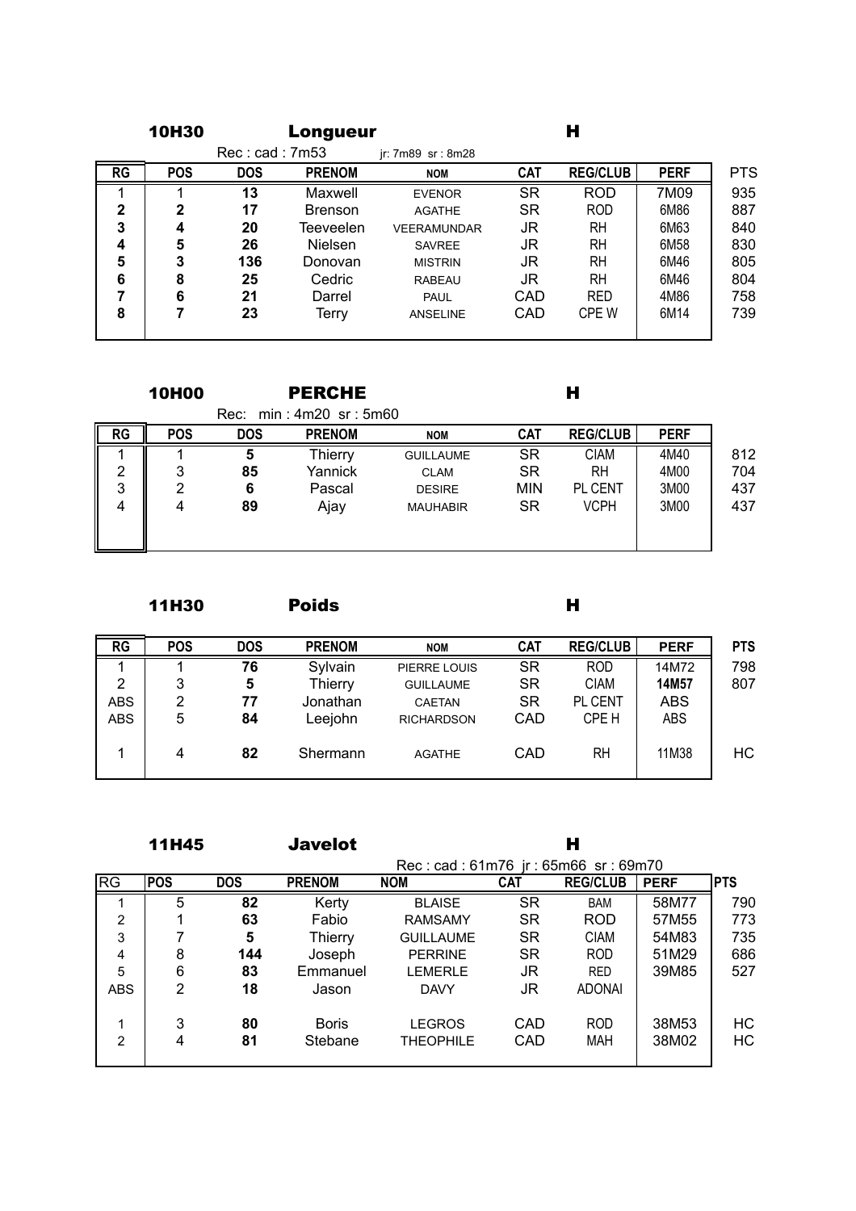## 10H30 Longueur H

Rec : cad : 7m53 jr: 7m89 sr : 8m28

| RG | POS | DOS | PRENOM | NOM | CAT | REG/CLUB | PERF | PTS |
|---|---|---|---|---|---|---|---|---|
| 1 | 1 | 13 | Maxwell | EVENOR | SR | ROD | 7M09 | 935 |
| 2 | 2 | 17 | Brenson | AGATHE | SR | ROD | 6M86 | 887 |
| 3 | 4 | 20 | Teeveelen | VEERAMUNDAR | JR | RH | 6M63 | 840 |
| 4 | 5 | 26 | Nielsen | SAVREE | JR | RH | 6M58 | 830 |
| 5 | 3 | 136 | Donovan | MISTRIN | JR | RH | 6M46 | 805 |
| 6 | 8 | 25 | Cedric | RABEAU | JR | RH | 6M46 | 804 |
| 7 | 6 | 21 | Darrel | PAUL | CAD | RED | 4M86 | 758 |
| 8 | 7 | 23 | Terry | ANSELINE | CAD | CPE W | 6M14 | 739 |

## 10H00 PERCHE H

Rec: min : 4m20 sr : 5m60

| RG | POS | DOS | PRENOM | NOM | CAT | REG/CLUB | PERF | |
|---|---|---|---|---|---|---|---|---|
| 1 | 1 | 5 | Thierry | GUILLAUME | SR | CIAM | 4M40 | 812 |
| 2 | 3 | 85 | Yannick | CLAM | SR | RH | 4M00 | 704 |
| 3 | 2 | 6 | Pascal | DESIRE | MIN | PL CENT | 3M00 | 437 |
| 4 | 4 | 89 | Ajay | MAUHABIR | SR | VCPH | 3M00 | 437 |

## 11H30 Poids H

| RG | POS | DOS | PRENOM | NOM | CAT | REG/CLUB | PERF | PTS |
|---|---|---|---|---|---|---|---|---|
| 1 | 1 | 76 | Sylvain | PIERRE LOUIS | SR | ROD | 14M72 | 798 |
| 2 | 3 | 5 | Thierry | GUILLAUME | SR | CIAM | **14M57** | 807 |
| ABS | 2 | 77 | Jonathan | CAETAN | SR | PL CENT | ABS | |
| ABS | 5 | 84 | Leejohn | RICHARDSON | CAD | CPE H | ABS | |
| 1 | 4 | 82 | Shermann | AGATHE | CAD | RH | 11M38 | HC |

## 11H45 Javelot H

Rec : cad : 61m76 jr : 65m66 sr : 69m70

| RG | POS | DOS | PRENOM | NOM | CAT | REG/CLUB | PERF | PTS |
|---|---|---|---|---|---|---|---|---|
| 1 | 5 | 82 | Kerty | BLAISE | SR | BAM | 58M77 | 790 |
| 2 | 1 | 63 | Fabio | RAMSAMY | SR | ROD | 57M55 | 773 |
| 3 | 7 | 5 | Thierry | GUILLAUME | SR | CIAM | 54M83 | 735 |
| 4 | 8 | 144 | Joseph | PERRINE | SR | ROD | 51M29 | 686 |
| 5 | 6 | 83 | Emmanuel | LEMERLE | JR | RED | 39M85 | 527 |
| ABS | 2 | 18 | Jason | DAVY | JR | ADONAI | | |
| 1 | 3 | 80 | Boris | LEGROS | CAD | ROD | 38M53 | HC |
| 2 | 4 | 81 | Stebane | THEOPHILE | CAD | MAH | 38M02 | HC |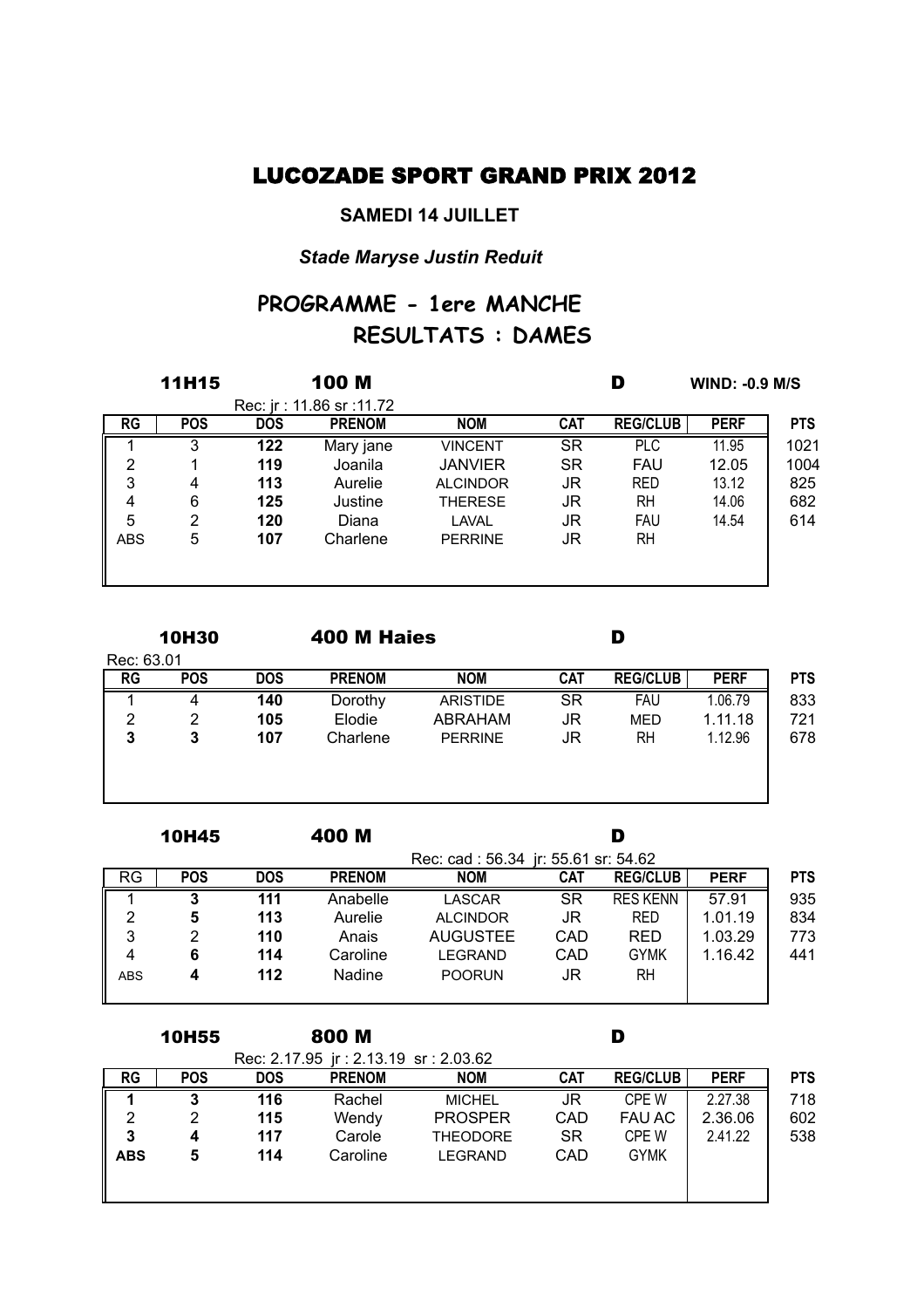# LUCOZADE SPORT GRAND PRIX 2012

**SAMEDI 14 JUILLET**

***Stade Maryse Justin Reduit***

## PROGRAMME - 1ere MANCHE
## RESULTATS : DAMES

**11H15** **100 M** **D** **WIND: -0.9 M/S**

Rec: jr : 11.86 sr :11.72

| RG | POS | DOS | PRENOM | NOM | CAT | REG/CLUB | PERF | PTS |
|---|---|---|---|---|---|---|---|---|
| 1 | 3 | 122 | Mary jane | VINCENT | SR | PLC | 11.95 | 1021 |
| 2 | 1 | 119 | Joanila | JANVIER | SR | FAU | 12.05 | 1004 |
| 3 | 4 | 113 | Aurelie | ALCINDOR | JR | RED | 13.12 | 825 |
| 4 | 6 | 125 | Justine | THERESE | JR | RH | 14.06 | 682 |
| 5 | 2 | 120 | Diana | LAVAL | JR | FAU | 14.54 | 614 |
| ABS | 5 | 107 | Charlene | PERRINE | JR | RH | | |

**10H30** **400 M Haies** **D**

Rec: 63.01

| RG | POS | DOS | PRENOM | NOM | CAT | REG/CLUB | PERF | PTS |
|---|---|---|---|---|---|---|---|---|
| 1 | 4 | 140 | Dorothy | ARISTIDE | SR | FAU | 1.06.79 | 833 |
| 2 | 2 | 105 | Elodie | ABRAHAM | JR | MED | 1.11.18 | 721 |
| **3** | **3** | **107** | Charlene | PERRINE | JR | RH | 1.12.96 | 678 |

**10H45** **400 M** **D**

Rec: cad : 56.34 jr: 55.61 sr: 54.62

| RG | POS | DOS | PRENOM | NOM | CAT | REG/CLUB | PERF | PTS |
|---|---|---|---|---|---|---|---|---|
| 1 | 3 | 111 | Anabelle | LASCAR | SR | RES KENN | 57.91 | 935 |
| 2 | 5 | 113 | Aurelie | ALCINDOR | JR | RED | 1.01.19 | 834 |
| 3 | 2 | 110 | Anais | AUGUSTEE | CAD | RED | 1.03.29 | 773 |
| 4 | 6 | 114 | Caroline | LEGRAND | CAD | GYMK | 1.16.42 | 441 |
| ABS | 4 | 112 | Nadine | POORUN | JR | RH | | |

**10H55** **800 M** **D**

Rec: 2.17.95 jr : 2.13.19 sr : 2.03.62

| RG | POS | DOS | PRENOM | NOM | CAT | REG/CLUB | PERF | PTS |
|---|---|---|---|---|---|---|---|---|
| **1** | **3** | **116** | Rachel | MICHEL | JR | CPE W | 2.27.38 | 718 |
| 2 | 2 | 115 | Wendy | PROSPER | CAD | FAU AC | 2.36.06 | 602 |
| **3** | **4** | **117** | Carole | THEODORE | SR | CPE W | 2.41.22 | 538 |
| **ABS** | **5** | **114** | Caroline | LEGRAND | CAD | GYMK | | |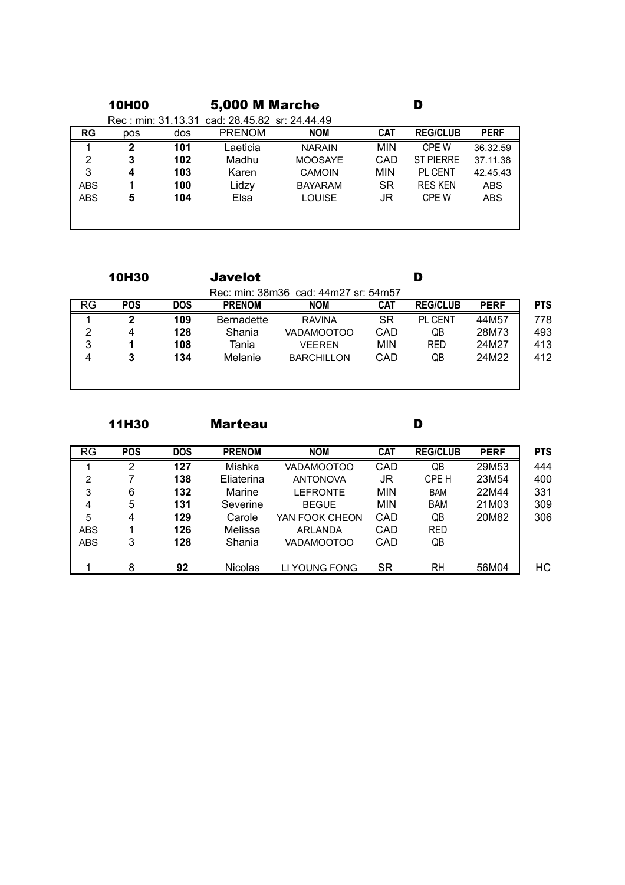### 10H00 5,000 M Marche D

Rec : min: 31.13.31 cad: 28.45.82 sr: 24.44.49

| RG | pos | dos | PRENOM | NOM | CAT | REG/CLUB | PERF |
|---|---|---|---|---|---|---|---|
| 1 | **2** | **101** | Laeticia | NARAIN | MIN | CPE W | 36.32.59 |
| 2 | **3** | **102** | Madhu | MOOSAYE | CAD | ST PIERRE | 37.11.38 |
| 3 | **4** | **103** | Karen | CAMOIN | MIN | PL CENT | 42.45.43 |
| ABS | 1 | **100** | Lidzy | BAYARAM | SR | RES KEN | ABS |
| ABS | **5** | **104** | Elsa | LOUISE | JR | CPE W | ABS |

### 10H30 Javelot D

Rec: min: 38m36 cad: 44m27 sr: 54m57

| RG | POS | DOS | PRENOM | NOM | CAT | REG/CLUB | PERF | PTS |
|---|---|---|---|---|---|---|---|---|
| 1 | **2** | **109** | Bernadette | RAVINA | SR | PL CENT | 44M57 | 778 |
| 2 | 4 | **128** | Shania | VADAMOOTOO | CAD | QB | 28M73 | 493 |
| 3 | **1** | **108** | Tania | VEEREN | MIN | RED | 24M27 | 413 |
| 4 | **3** | **134** | Melanie | BARCHILLON | CAD | QB | 24M22 | 412 |

### 11H30 Marteau D

| RG | POS | DOS | PRENOM | NOM | CAT | REG/CLUB | PERF | PTS |
|---|---|---|---|---|---|---|---|---|
| 1 | 2 | **127** | Mishka | VADAMOOTOO | CAD | QB | 29M53 | 444 |
| 2 | 7 | **138** | Eliaterina | ANTONOVA | JR | CPE H | 23M54 | 400 |
| 3 | 6 | **132** | Marine | LEFRONTE | MIN | BAM | 22M44 | 331 |
| 4 | 5 | **131** | Severine | BEGUE | MIN | BAM | 21M03 | 309 |
| 5 | 4 | **129** | Carole | YAN FOOK CHEON | CAD | QB | 20M82 | 306 |
| ABS | 1 | **126** | Melissa | ARLANDA | CAD | RED | | |
| ABS | 3 | **128** | Shania | VADAMOOTOO | CAD | QB | | |
| 1 | 8 | **92** | Nicolas | LI YOUNG FONG | SR | RH | 56M04 | HC |